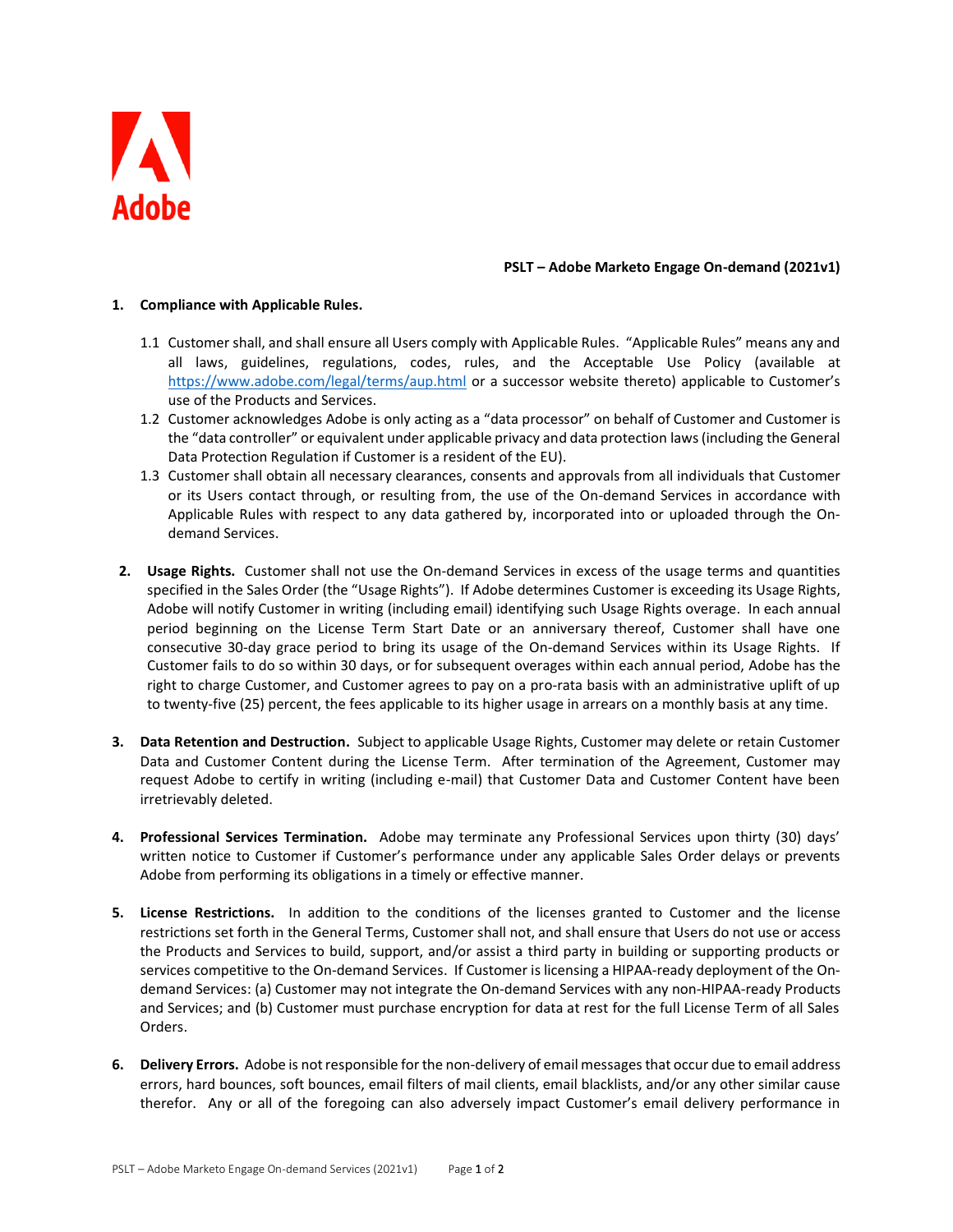**PSLT – Adobe Marketo Engage On-demand (2021v1)**

1. **Compliance with Applicable Rules.**

   1.1 Customer shall, and shall ensure all Users comply with Applicable Rules. "Applicable Rules" means any and all laws, guidelines, regulations, codes, rules, and the Acceptable Use Policy (available at https://www.adobe.com/legal/terms/aup.html or a successor website thereto) applicable to Customer's use of the Products and Services.

   1.2 Customer acknowledges Adobe is only acting as a "data processor" on behalf of Customer and Customer is the "data controller" or equivalent under applicable privacy and data protection laws (including the General Data Protection Regulation if Customer is a resident of the EU).

   1.3 Customer shall obtain all necessary clearances, consents and approvals from all individuals that Customer or its Users contact through, or resulting from, the use of the On-demand Services in accordance with Applicable Rules with respect to any data gathered by, incorporated into or uploaded through the On-demand Services.

2. **Usage Rights.** Customer shall not use the On-demand Services in excess of the usage terms and quantities specified in the Sales Order (the "Usage Rights"). If Adobe determines Customer is exceeding its Usage Rights, Adobe will notify Customer in writing (including email) identifying such Usage Rights overage. In each annual period beginning on the License Term Start Date or an anniversary thereof, Customer shall have one consecutive 30-day grace period to bring its usage of the On-demand Services within its Usage Rights. If Customer fails to do so within 30 days, or for subsequent overages within each annual period, Adobe has the right to charge Customer, and Customer agrees to pay on a pro-rata basis with an administrative uplift of up to twenty-five (25) percent, the fees applicable to its higher usage in arrears on a monthly basis at any time.

3. **Data Retention and Destruction.** Subject to applicable Usage Rights, Customer may delete or retain Customer Data and Customer Content during the License Term. After termination of the Agreement, Customer may request Adobe to certify in writing (including e-mail) that Customer Data and Customer Content have been irretrievably deleted.

4. **Professional Services Termination.** Adobe may terminate any Professional Services upon thirty (30) days' written notice to Customer if Customer's performance under any applicable Sales Order delays or prevents Adobe from performing its obligations in a timely or effective manner.

5. **License Restrictions.** In addition to the conditions of the licenses granted to Customer and the license restrictions set forth in the General Terms, Customer shall not, and shall ensure that Users do not use or access the Products and Services to build, support, and/or assist a third party in building or supporting products or services competitive to the On-demand Services. If Customer is licensing a HIPAA-ready deployment of the On-demand Services: (a) Customer may not integrate the On-demand Services with any non-HIPAA-ready Products and Services; and (b) Customer must purchase encryption for data at rest for the full License Term of all Sales Orders.

6. **Delivery Errors.** Adobe is not responsible for the non-delivery of email messages that occur due to email address errors, hard bounces, soft bounces, email filters of mail clients, email blacklists, and/or any other similar cause therefor. Any or all of the foregoing can also adversely impact Customer's email delivery performance in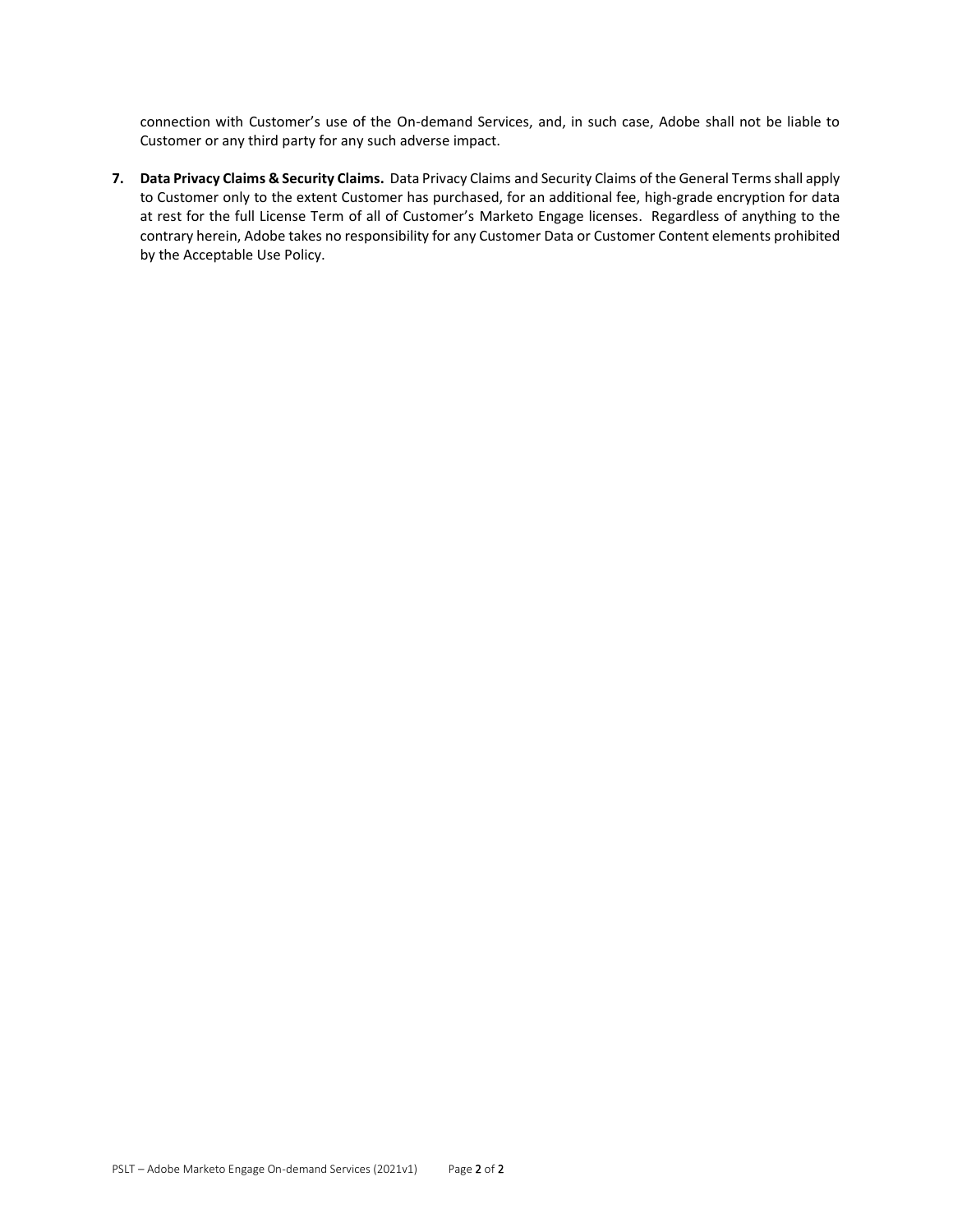connection with Customer's use of the On-demand Services, and, in such case, Adobe shall not be liable to Customer or any third party for any such adverse impact.

7. **Data Privacy Claims & Security Claims.** Data Privacy Claims and Security Claims of the General Terms shall apply to Customer only to the extent Customer has purchased, for an additional fee, high-grade encryption for data at rest for the full License Term of all of Customer's Marketo Engage licenses. Regardless of anything to the contrary herein, Adobe takes no responsibility for any Customer Data or Customer Content elements prohibited by the Acceptable Use Policy.